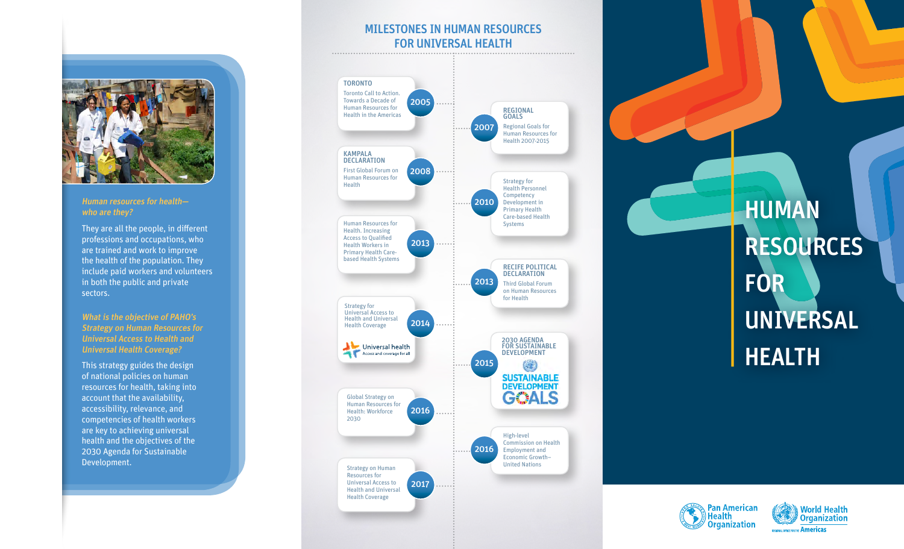## Human resources for health—who are they?

They are all the people, in different professions and occupations, who are trained and work to improve the health of the population. They include paid workers and volunteers in both the public and private sectors.

## What is the objective of PAHO's Strategy on Human Resources for Universal Access to Health and Universal Health Coverage?

This strategy guides the design of national policies on human resources for health, taking into account that the availability, accessibility, relevance, and competencies of health workers are key to achieving universal health and the objectives of the 2030 Agenda for Sustainable Development.

# MILESTONES IN HUMAN RESOURCES FOR UNIVERSAL HEALTH

- **2005 – TORONTO**: Toronto Call to Action. Towards a Decade of Human Resources for Health in the Americas
- **2007 – REGIONAL GOALS**: Regional Goals for Human Resources for Health 2007-2015
- **2008 – KAMPALA DECLARATION**: First Global Forum on Human Resources for Health
- **2010**: Strategy for Health Personnel Competency Development in Primary Health Care-based Health Systems
- **2013**: Human Resources for Health. Increasing Access to Qualified Health Workers in Primary Health Care-based Health Systems
- **2013 – RECIFE POLITICAL DECLARATION**: Third Global Forum on Human Resources for Health
- **2014**: Strategy for Universal Access to Health and Universal Health Coverage — Universal health: Access and coverage for all
- **2015 – 2030 AGENDA FOR SUSTAINABLE DEVELOPMENT**: Sustainable Development Goals
- **2016**: Global Strategy on Human Resources for Health: Workforce 2030
- **2016**: High-level Commission on Health Employment and Economic Growth–United Nations
- **2017**: Strategy on Human Resources for Universal Access to Health and Universal Health Coverage

# HUMAN RESOURCES FOR UNIVERSAL HEALTH

Pan American Health Organization

World Health Organization — Regional Office for the Americas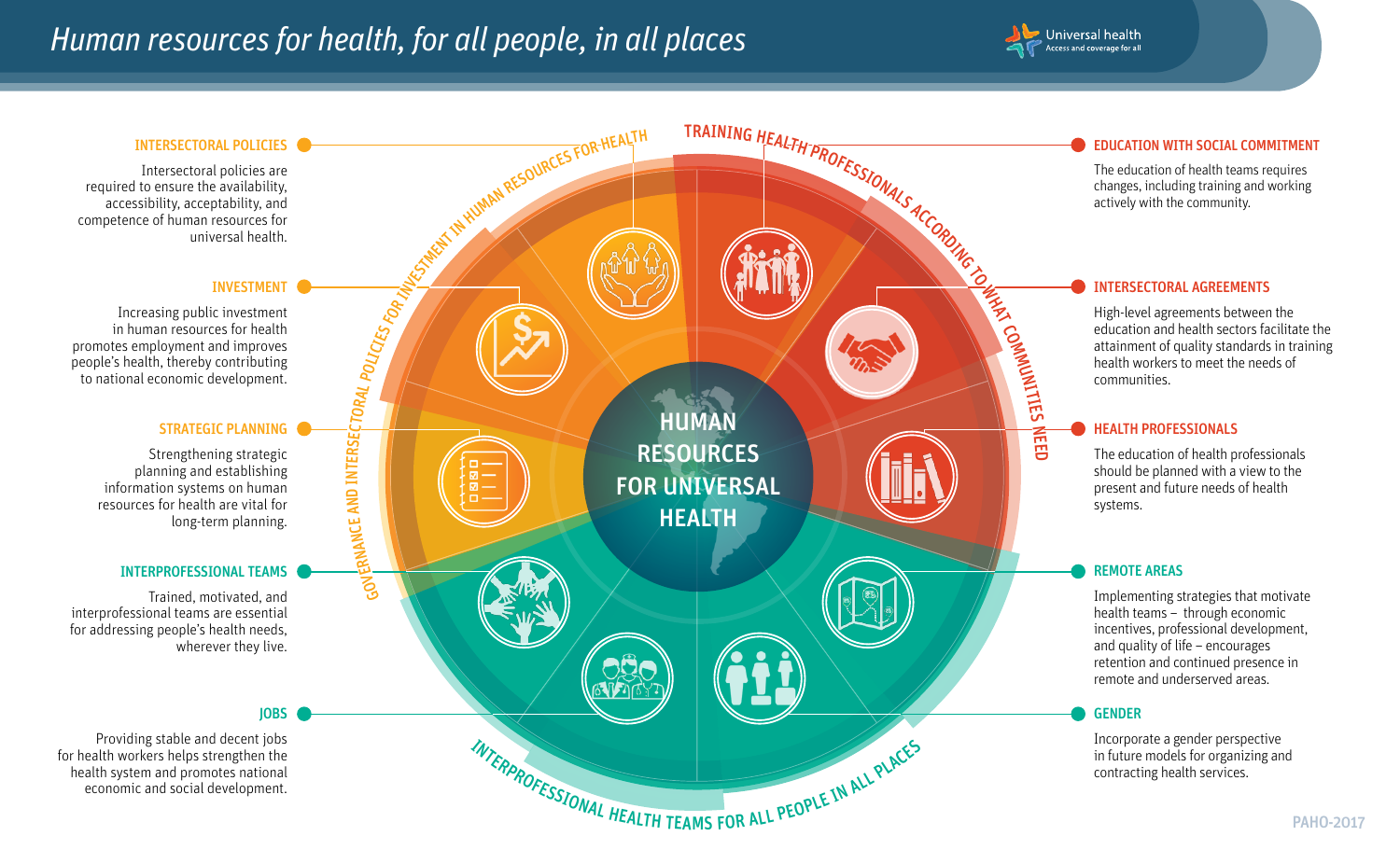# Human resources for health, for all people, in all places

Universal health
Access and coverage for all

GOVERNANCE AND INTERSECTORAL POLICIES FOR INVESTMENT IN HUMAN RESOURCES FOR HEALTH

TRAINING HEALTH PROFESSIONALS ACCORDING TO WHAT COMMUNITIES NEED

INTERPROFESSIONAL HEALTH TEAMS FOR ALL PEOPLE IN ALL PLACES

HUMAN RESOURCES FOR UNIVERSAL HEALTH

### INTERSECTORAL POLICIES

Intersectoral policies are required to ensure the availability, accessibility, acceptability, and competence of human resources for universal health.

### INVESTMENT

Increasing public investment in human resources for health promotes employment and improves people's health, thereby contributing to national economic development.

### STRATEGIC PLANNING

Strengthening strategic planning and establishing information systems on human resources for health are vital for long-term planning.

### INTERPROFESSIONAL TEAMS

Trained, motivated, and interprofessional teams are essential for addressing people's health needs, wherever they live.

### JOBS

Providing stable and decent jobs for health workers helps strengthen the health system and promotes national economic and social development.

### EDUCATION WITH SOCIAL COMMITMENT

The education of health teams requires changes, including training and working actively with the community.

### INTERSECTORAL AGREEMENTS

High-level agreements between the education and health sectors facilitate the attainment of quality standards in training health workers to meet the needs of communities.

### HEALTH PROFESSIONALS

The education of health professionals should be planned with a view to the present and future needs of health systems.

### REMOTE AREAS

Implementing strategies that motivate health teams – through economic incentives, professional development, and quality of life – encourages retention and continued presence in remote and underserved areas.

### GENDER

Incorporate a gender perspective in future models for organizing and contracting health services.

PAHO-2017